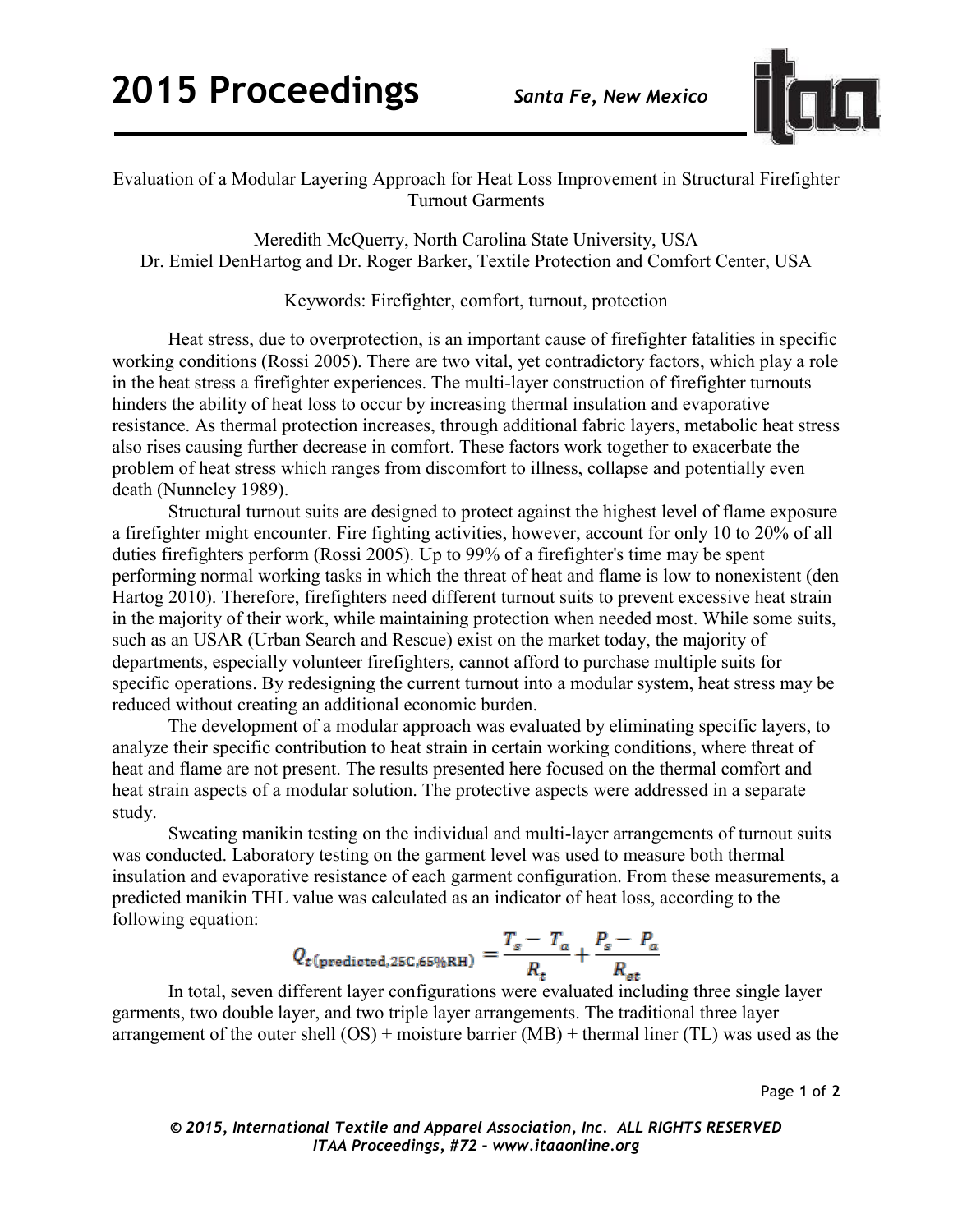# Evaluation of a Modular Layering Approach for Heat Loss Improvement in Structural Firefighter Turnout Garments

Meredith McQuerry, North Carolina State University, USA
Dr. Emiel DenHartog and Dr. Roger Barker, Textile Protection and Comfort Center, USA

Keywords: Firefighter, comfort, turnout, protection

Heat stress, due to overprotection, is an important cause of firefighter fatalities in specific working conditions (Rossi 2005). There are two vital, yet contradictory factors, which play a role in the heat stress a firefighter experiences. The multi-layer construction of firefighter turnouts hinders the ability of heat loss to occur by increasing thermal insulation and evaporative resistance. As thermal protection increases, through additional fabric layers, metabolic heat stress also rises causing further decrease in comfort. These factors work together to exacerbate the problem of heat stress which ranges from discomfort to illness, collapse and potentially even death (Nunneley 1989).

Structural turnout suits are designed to protect against the highest level of flame exposure a firefighter might encounter. Fire fighting activities, however, account for only 10 to 20% of all duties firefighters perform (Rossi 2005). Up to 99% of a firefighter's time may be spent performing normal working tasks in which the threat of heat and flame is low to nonexistent (den Hartog 2010). Therefore, firefighters need different turnout suits to prevent excessive heat strain in the majority of their work, while maintaining protection when needed most. While some suits, such as an USAR (Urban Search and Rescue) exist on the market today, the majority of departments, especially volunteer firefighters, cannot afford to purchase multiple suits for specific operations. By redesigning the current turnout into a modular system, heat stress may be reduced without creating an additional economic burden.

The development of a modular approach was evaluated by eliminating specific layers, to analyze their specific contribution to heat strain in certain working conditions, where threat of heat and flame are not present. The results presented here focused on the thermal comfort and heat strain aspects of a modular solution. The protective aspects were addressed in a separate study.

Sweating manikin testing on the individual and multi-layer arrangements of turnout suits was conducted. Laboratory testing on the garment level was used to measure both thermal insulation and evaporative resistance of each garment configuration. From these measurements, a predicted manikin THL value was calculated as an indicator of heat loss, according to the following equation:

$$Q_{t(\text{predicted},25C,65\%RH)} = \frac{T_s - T_a}{R_t} + \frac{P_s - P_a}{R_{et}}$$

In total, seven different layer configurations were evaluated including three single layer garments, two double layer, and two triple layer arrangements. The traditional three layer arrangement of the outer shell (OS) + moisture barrier (MB) + thermal liner (TL) was used as the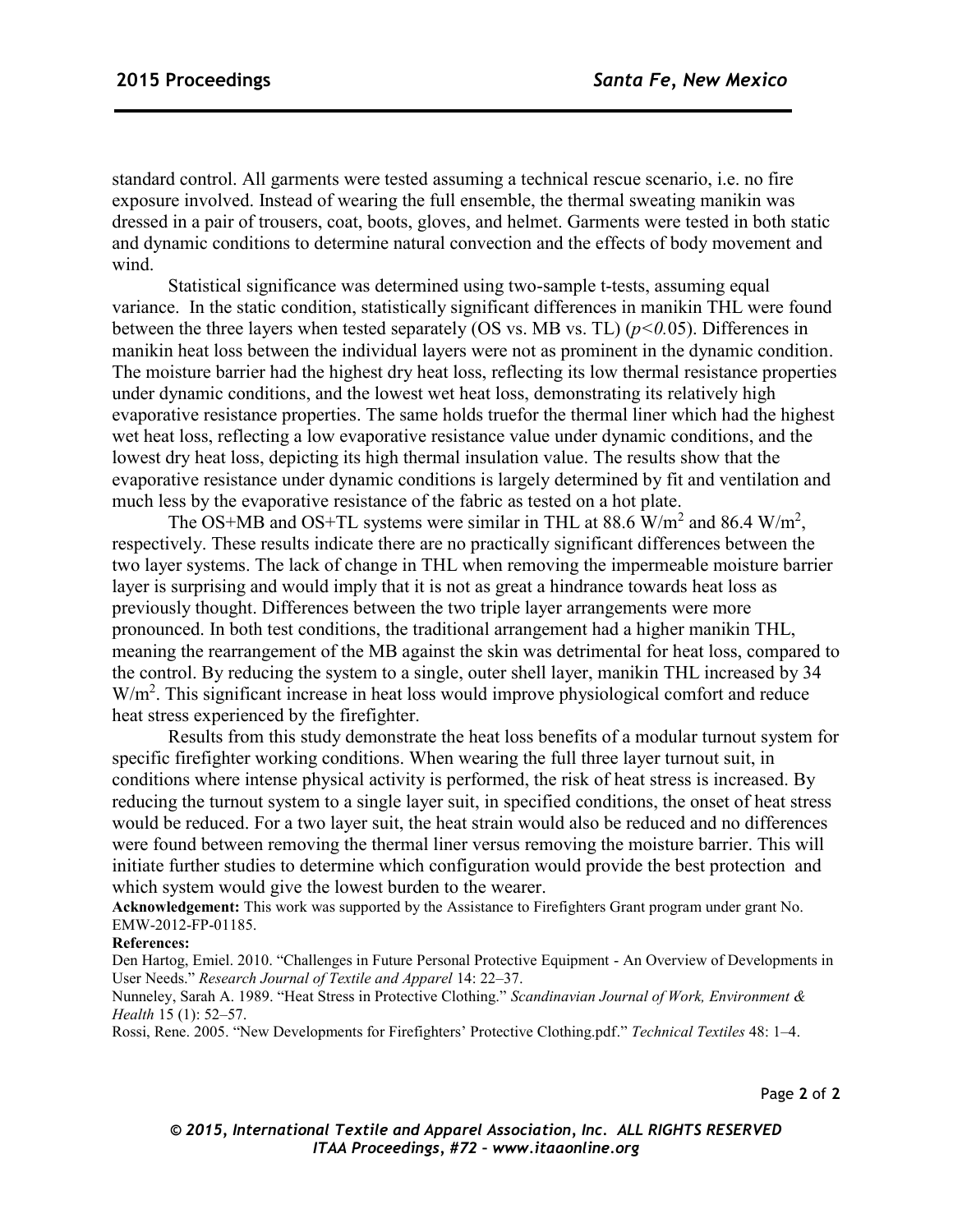standard control. All garments were tested assuming a technical rescue scenario, i.e. no fire exposure involved. Instead of wearing the full ensemble, the thermal sweating manikin was dressed in a pair of trousers, coat, boots, gloves, and helmet. Garments were tested in both static and dynamic conditions to determine natural convection and the effects of body movement and wind.

Statistical significance was determined using two-sample t-tests, assuming equal variance. In the static condition, statistically significant differences in manikin THL were found between the three layers when tested separately (OS vs. MB vs. TL) ($p<0.05$). Differences in manikin heat loss between the individual layers were not as prominent in the dynamic condition. The moisture barrier had the highest dry heat loss, reflecting its low thermal resistance properties under dynamic conditions, and the lowest wet heat loss, demonstrating its relatively high evaporative resistance properties. The same holds truefor the thermal liner which had the highest wet heat loss, reflecting a low evaporative resistance value under dynamic conditions, and the lowest dry heat loss, depicting its high thermal insulation value. The results show that the evaporative resistance under dynamic conditions is largely determined by fit and ventilation and much less by the evaporative resistance of the fabric as tested on a hot plate.

The OS+MB and OS+TL systems were similar in THL at 88.6 $W/m^2$ and 86.4 $W/m^2$, respectively. These results indicate there are no practically significant differences between the two layer systems. The lack of change in THL when removing the impermeable moisture barrier layer is surprising and would imply that it is not as great a hindrance towards heat loss as previously thought. Differences between the two triple layer arrangements were more pronounced. In both test conditions, the traditional arrangement had a higher manikin THL, meaning the rearrangement of the MB against the skin was detrimental for heat loss, compared to the control. By reducing the system to a single, outer shell layer, manikin THL increased by 34 $W/m^2$. This significant increase in heat loss would improve physiological comfort and reduce heat stress experienced by the firefighter.

Results from this study demonstrate the heat loss benefits of a modular turnout system for specific firefighter working conditions. When wearing the full three layer turnout suit, in conditions where intense physical activity is performed, the risk of heat stress is increased. By reducing the turnout system to a single layer suit, in specified conditions, the onset of heat stress would be reduced. For a two layer suit, the heat strain would also be reduced and no differences were found between removing the thermal liner versus removing the moisture barrier. This will initiate further studies to determine which configuration would provide the best protection and which system would give the lowest burden to the wearer.

**Acknowledgement:** This work was supported by the Assistance to Firefighters Grant program under grant No. EMW-2012-FP-01185.

**References:**

Den Hartog, Emiel. 2010. "Challenges in Future Personal Protective Equipment - An Overview of Developments in User Needs." *Research Journal of Textile and Apparel* 14: 22–37.

Nunneley, Sarah A. 1989. "Heat Stress in Protective Clothing." *Scandinavian Journal of Work, Environment & Health* 15 (1): 52–57.

Rossi, Rene. 2005. "New Developments for Firefighters' Protective Clothing.pdf." *Technical Textiles* 48: 1–4.